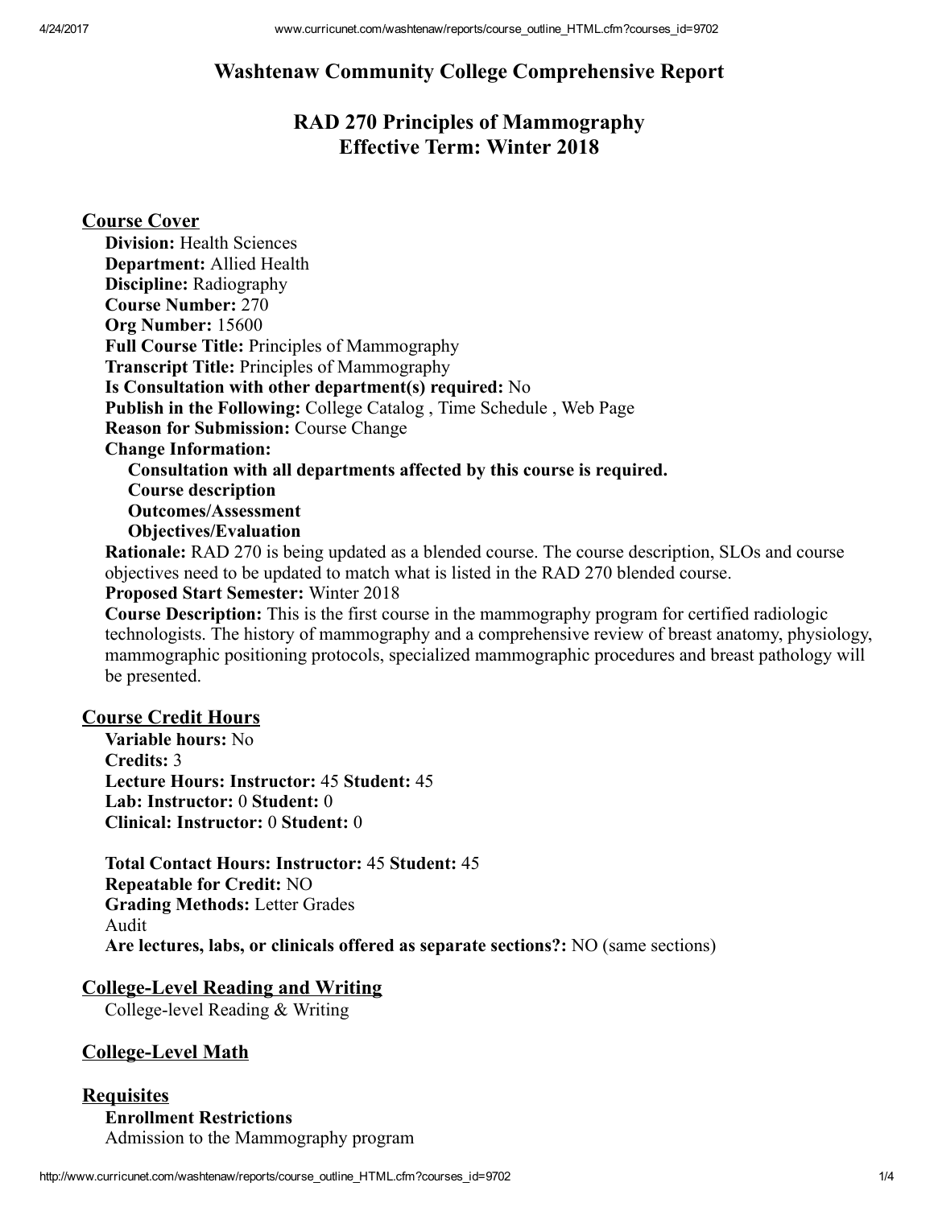# Washtenaw Community College Comprehensive Report

## RAD 270 Principles of Mammography
## Effective Term: Winter 2018

### Course Cover

**Division:** Health Sciences
**Department:** Allied Health
**Discipline:** Radiography
**Course Number:** 270
**Org Number:** 15600
**Full Course Title:** Principles of Mammography
**Transcript Title:** Principles of Mammography
**Is Consultation with other department(s) required:** No
**Publish in the Following:** College Catalog , Time Schedule , Web Page
**Reason for Submission:** Course Change
**Change Information:**

- **Consultation with all departments affected by this course is required.**
- **Course description**
- **Outcomes/Assessment**
- **Objectives/Evaluation**

**Rationale:** RAD 270 is being updated as a blended course. The course description, SLOs and course objectives need to be updated to match what is listed in the RAD 270 blended course.
**Proposed Start Semester:** Winter 2018
**Course Description:** This is the first course in the mammography program for certified radiologic technologists. The history of mammography and a comprehensive review of breast anatomy, physiology, mammographic positioning protocols, specialized mammographic procedures and breast pathology will be presented.

### Course Credit Hours

**Variable hours:** No
**Credits:** 3
**Lecture Hours: Instructor:** 45 **Student:** 45
**Lab: Instructor:** 0 **Student:** 0
**Clinical: Instructor:** 0 **Student:** 0

**Total Contact Hours: Instructor:** 45 **Student:** 45
**Repeatable for Credit:** NO
**Grading Methods:** Letter Grades
Audit
**Are lectures, labs, or clinicals offered as separate sections?:** NO (same sections)

### College-Level Reading and Writing

College-level Reading & Writing

### College-Level Math

### Requisites

**Enrollment Restrictions**
Admission to the Mammography program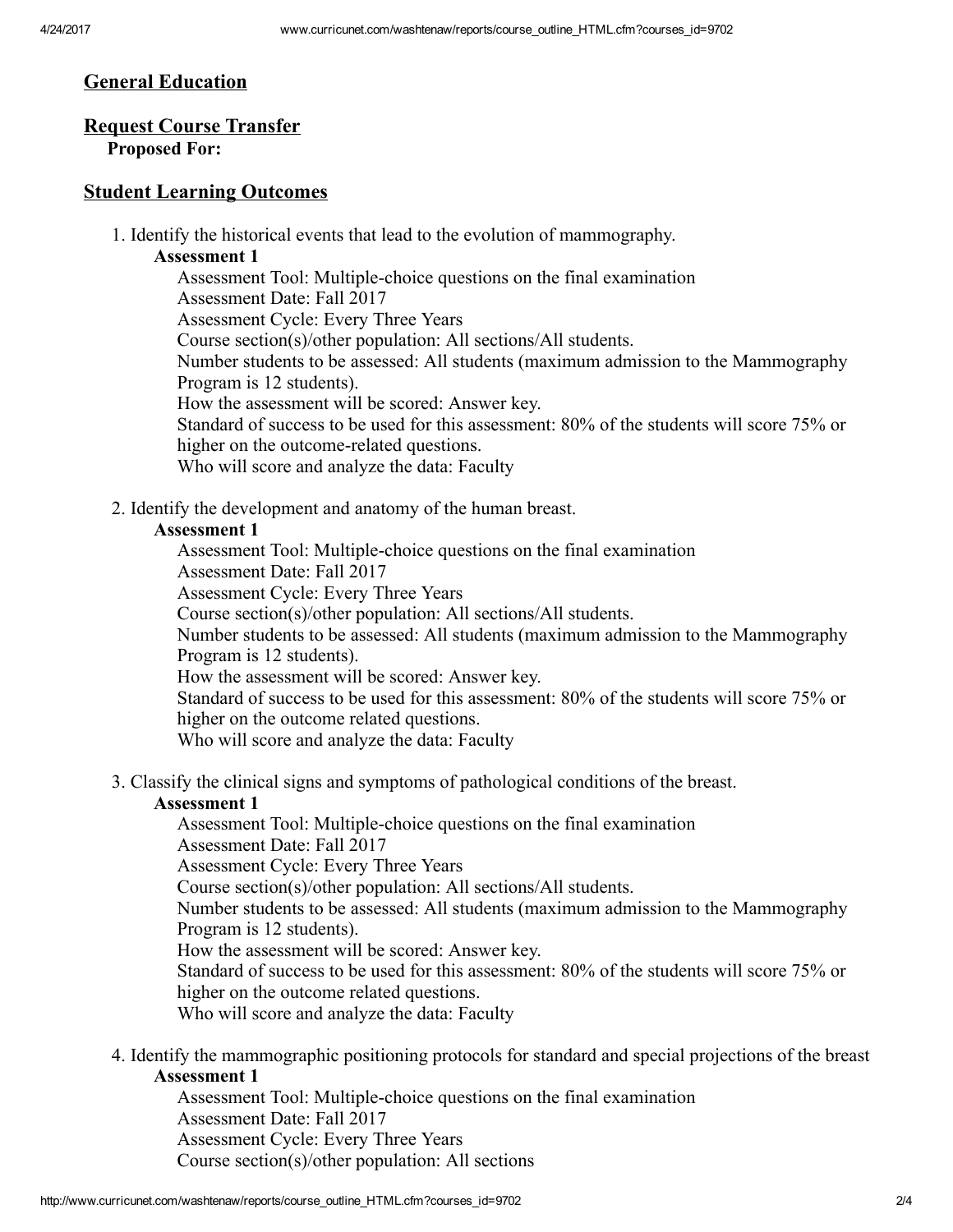## General Education

## Request Course Transfer

**Proposed For:**

## Student Learning Outcomes

1. Identify the historical events that lead to the evolution of mammography.

   **Assessment 1**

   Assessment Tool: Multiple-choice questions on the final examination
   Assessment Date: Fall 2017
   Assessment Cycle: Every Three Years
   Course section(s)/other population: All sections/All students.
   Number students to be assessed: All students (maximum admission to the Mammography Program is 12 students).
   How the assessment will be scored: Answer key.
   Standard of success to be used for this assessment: 80% of the students will score 75% or higher on the outcome-related questions.
   Who will score and analyze the data: Faculty

2. Identify the development and anatomy of the human breast.

   **Assessment 1**

   Assessment Tool: Multiple-choice questions on the final examination
   Assessment Date: Fall 2017
   Assessment Cycle: Every Three Years
   Course section(s)/other population: All sections/All students.
   Number students to be assessed: All students (maximum admission to the Mammography Program is 12 students).
   How the assessment will be scored: Answer key.
   Standard of success to be used for this assessment: 80% of the students will score 75% or higher on the outcome related questions.
   Who will score and analyze the data: Faculty

3. Classify the clinical signs and symptoms of pathological conditions of the breast.

   **Assessment 1**

   Assessment Tool: Multiple-choice questions on the final examination
   Assessment Date: Fall 2017
   Assessment Cycle: Every Three Years
   Course section(s)/other population: All sections/All students.
   Number students to be assessed: All students (maximum admission to the Mammography Program is 12 students).
   How the assessment will be scored: Answer key.
   Standard of success to be used for this assessment: 80% of the students will score 75% or higher on the outcome related questions.
   Who will score and analyze the data: Faculty

4. Identify the mammographic positioning protocols for standard and special projections of the breast

   **Assessment 1**

   Assessment Tool: Multiple-choice questions on the final examination
   Assessment Date: Fall 2017
   Assessment Cycle: Every Three Years
   Course section(s)/other population: All sections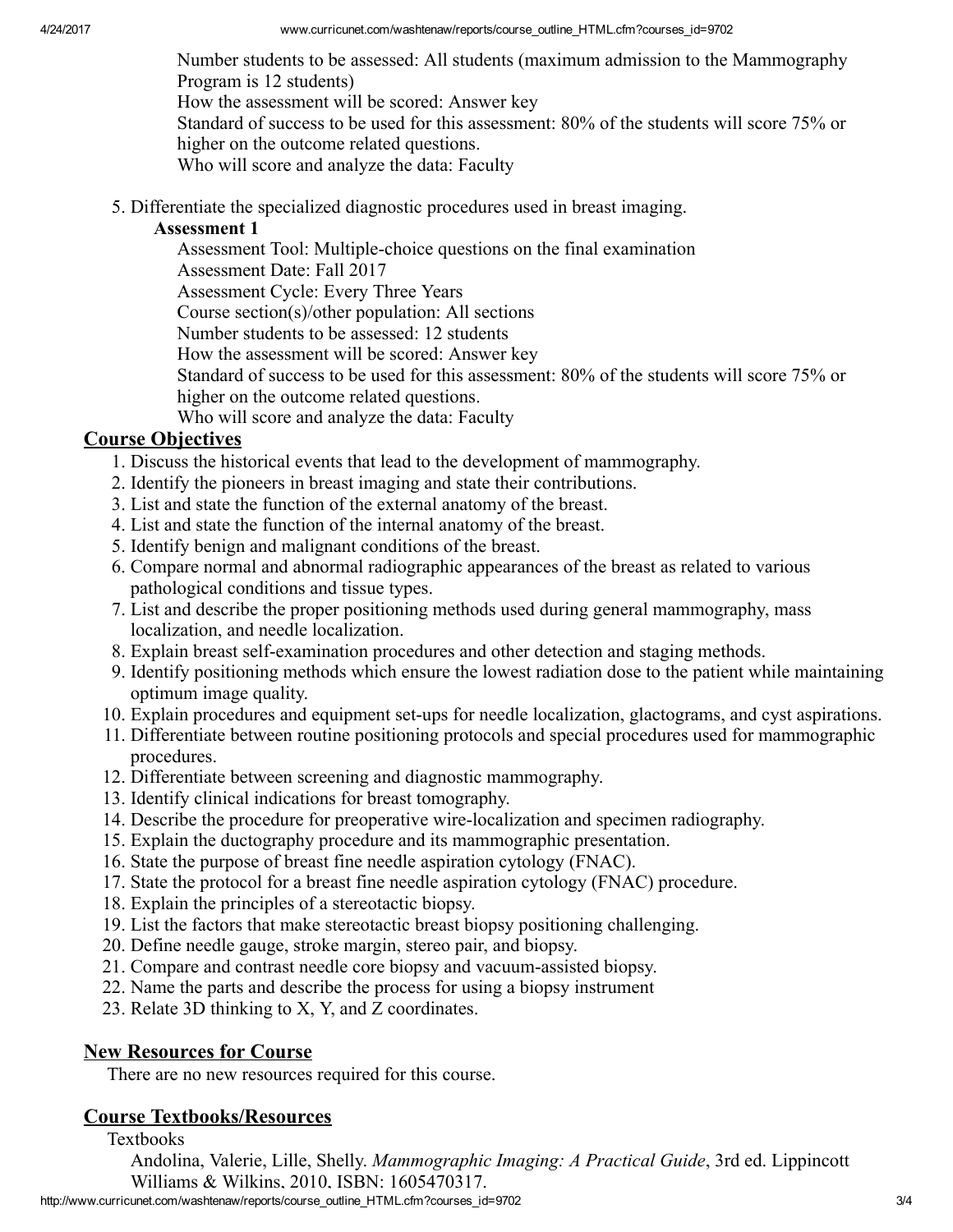Number students to be assessed: All students (maximum admission to the Mammography Program is 12 students)
How the assessment will be scored: Answer key
Standard of success to be used for this assessment: 80% of the students will score 75% or higher on the outcome related questions.
Who will score and analyze the data: Faculty

5. Differentiate the specialized diagnostic procedures used in breast imaging.

   **Assessment 1**

   Assessment Tool: Multiple-choice questions on the final examination
   Assessment Date: Fall 2017
   Assessment Cycle: Every Three Years
   Course section(s)/other population: All sections
   Number students to be assessed: 12 students
   How the assessment will be scored: Answer key
   Standard of success to be used for this assessment: 80% of the students will score 75% or higher on the outcome related questions.
   Who will score and analyze the data: Faculty

## Course Objectives

1. Discuss the historical events that lead to the development of mammography.
2. Identify the pioneers in breast imaging and state their contributions.
3. List and state the function of the external anatomy of the breast.
4. List and state the function of the internal anatomy of the breast.
5. Identify benign and malignant conditions of the breast.
6. Compare normal and abnormal radiographic appearances of the breast as related to various pathological conditions and tissue types.
7. List and describe the proper positioning methods used during general mammography, mass localization, and needle localization.
8. Explain breast self-examination procedures and other detection and staging methods.
9. Identify positioning methods which ensure the lowest radiation dose to the patient while maintaining optimum image quality.
10. Explain procedures and equipment set-ups for needle localization, glactograms, and cyst aspirations.
11. Differentiate between routine positioning protocols and special procedures used for mammographic procedures.
12. Differentiate between screening and diagnostic mammography.
13. Identify clinical indications for breast tomography.
14. Describe the procedure for preoperative wire-localization and specimen radiography.
15. Explain the ductography procedure and its mammographic presentation.
16. State the purpose of breast fine needle aspiration cytology (FNAC).
17. State the protocol for a breast fine needle aspiration cytology (FNAC) procedure.
18. Explain the principles of a stereotactic biopsy.
19. List the factors that make stereotactic breast biopsy positioning challenging.
20. Define needle gauge, stroke margin, stereo pair, and biopsy.
21. Compare and contrast needle core biopsy and vacuum-assisted biopsy.
22. Name the parts and describe the process for using a biopsy instrument
23. Relate 3D thinking to X, Y, and Z coordinates.

## New Resources for Course

There are no new resources required for this course.

## Course Textbooks/Resources

Textbooks

Andolina, Valerie, Lille, Shelly. *Mammographic Imaging: A Practical Guide*, 3rd ed. Lippincott Williams & Wilkins, 2010, ISBN: 1605470317.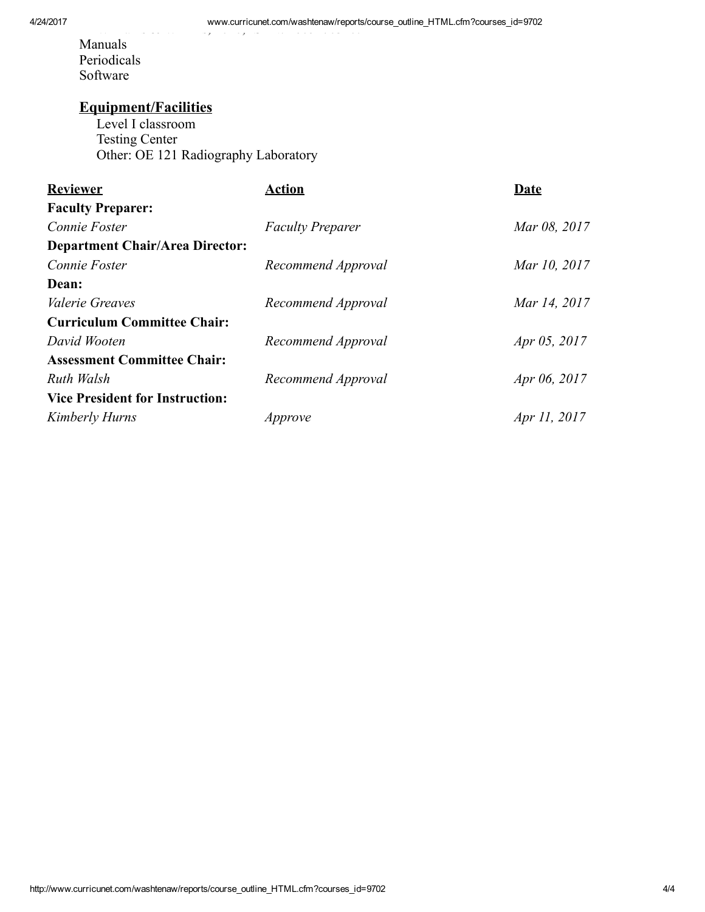Manuals
Periodicals
Software

## Equipment/Facilities

Level I classroom
Testing Center
Other: OE 121 Radiography Laboratory

| Reviewer | Action | Date |
|---|---|---|
| **Faculty Preparer:** | | |
| *Connie Foster* | *Faculty Preparer* | *Mar 08, 2017* |
| **Department Chair/Area Director:** | | |
| *Connie Foster* | *Recommend Approval* | *Mar 10, 2017* |
| **Dean:** | | |
| *Valerie Greaves* | *Recommend Approval* | *Mar 14, 2017* |
| **Curriculum Committee Chair:** | | |
| *David Wooten* | *Recommend Approval* | *Apr 05, 2017* |
| **Assessment Committee Chair:** | | |
| *Ruth Walsh* | *Recommend Approval* | *Apr 06, 2017* |
| **Vice President for Instruction:** | | |
| *Kimberly Hurns* | *Approve* | *Apr 11, 2017* |